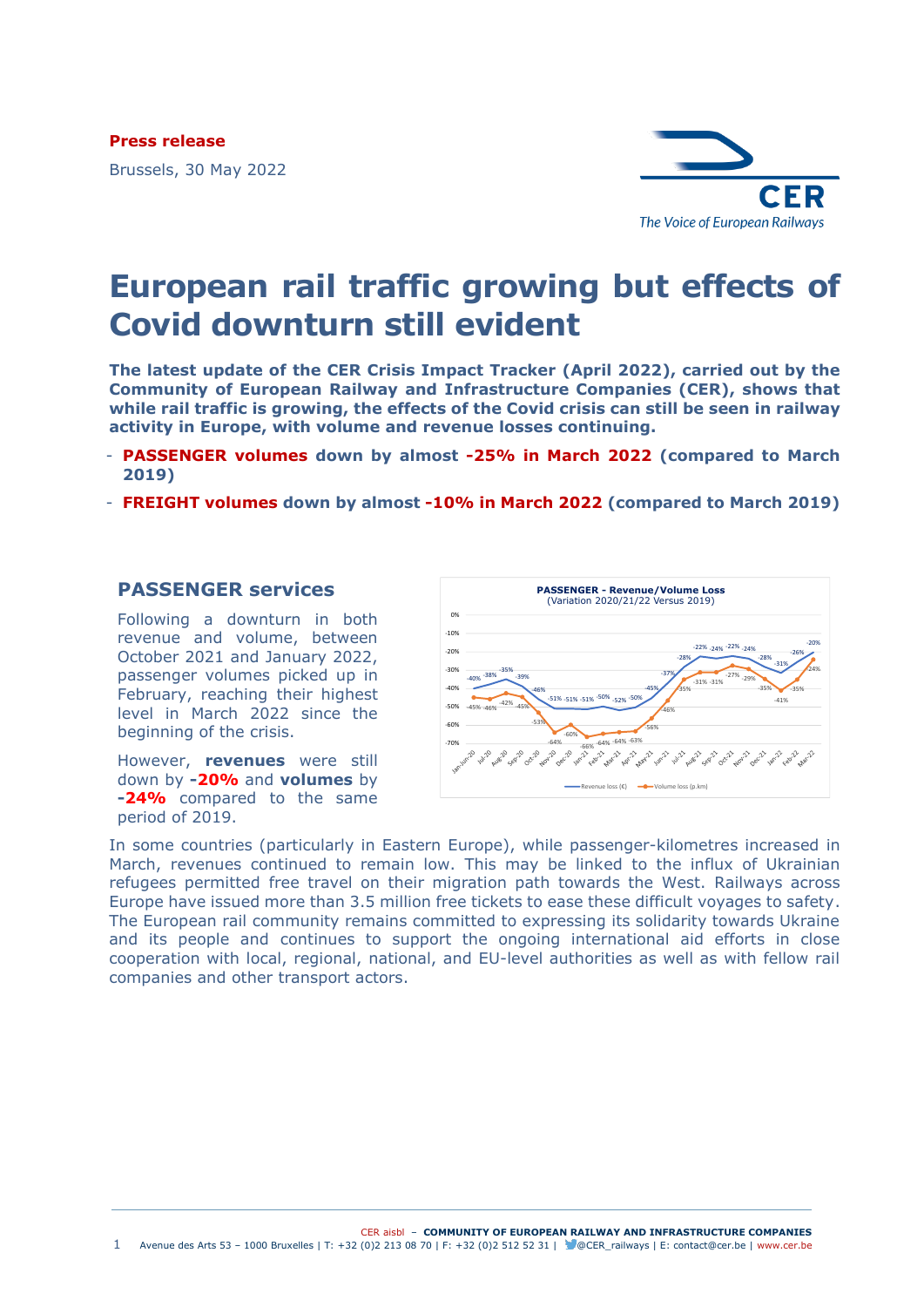**Press release**

Brussels, 30 May 2022

# European rail traffic growing but effects of Covid downturn still evident

**The latest update of the CER Crisis Impact Tracker (April 2022), carried out by the Community of European Railway and Infrastructure Companies (CER), shows that while rail traffic is growing, the effects of the Covid crisis can still be seen in railway activity in Europe, with volume and revenue losses continuing.**

- **PASSENGER volumes down by almost -25% in March 2022 (compared to March 2019)**
- **FREIGHT volumes down by almost -10% in March 2022 (compared to March 2019)**

## PASSENGER services

Following a downturn in both revenue and volume, between October 2021 and January 2022, passenger volumes picked up in February, reaching their highest level in March 2022 since the beginning of the crisis.

However, **revenues** were still down by **-20%** and **volumes** by **-24%** compared to the same period of 2019.

**PASSENGER - Revenue/Volume Loss**
(Variation 2020/21/22 Versus 2019)

| Month | Revenue loss (€) | Volume loss (p.km) |
|---|---|---|
| Jan-Jun-20 | -40% | -45% |
| Jul-20 | -38% | -46% |
| Aug-20 | -35% | -42% |
| Sep-20 | -39% | -45% |
| Oct-20 | -46% | -53% |
| Nov-20 | -51% | -64% |
| Dec-20 | -51% | -60% |
| Jan-21 | -51% | -66% |
| Feb-21 | -50% | -64% |
| Mar-21 | -52% | -64% |
| Apr-21 | -50% | -63% |
| May-21 | -45% | -56% |
| Jun-21 | -37% | -46% |
| Jul-21 | -28% | -35% |
| Aug-21 | -22% | -31% |
| Sep-21 | -24% | -31% |
| Oct-21 | -22% | -27% |
| Nov-21 | -24% | -29% |
| Dec-21 | -28% | -35% |
| Jan-22 | -31% | -41% |
| Feb-22 | -26% | -35% |
| Mar-22 | -20% | -24% |

In some countries (particularly in Eastern Europe), while passenger-kilometres increased in March, revenues continued to remain low. This may be linked to the influx of Ukrainian refugees permitted free travel on their migration path towards the West. Railways across Europe have issued more than 3.5 million free tickets to ease these difficult voyages to safety. The European rail community remains committed to expressing its solidarity towards Ukraine and its people and continues to support the ongoing international aid efforts in close cooperation with local, regional, national, and EU-level authorities as well as with fellow rail companies and other transport actors.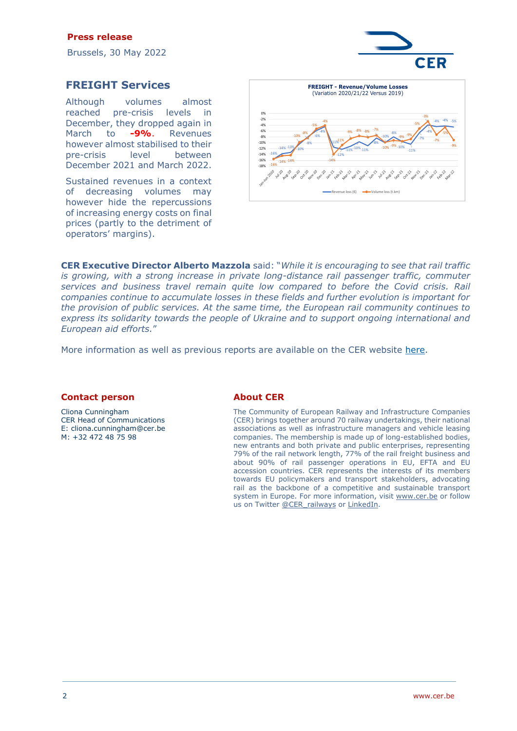**Press release**

Brussels, 30 May 2022

## FREIGHT Services

Although volumes almost reached pre-crisis levels in December, they dropped again in March to **-9%**. Revenues however almost stabilised to their pre-crisis level between December 2021 and March 2022.

Sustained revenues in a context of decreasing volumes may however hide the repercussions of increasing energy costs on final prices (partly to the detriment of operators' margins).

FREIGHT - Revenue/Volume Losses
(Variation 2020/21/22 Versus 2019)

0%
-2%
-4%
-6%
-8%
-10%
-12%
-14%
-16%
-18%

Jan-Jun 2020, Jul-20, Aug-20, Sep-20, Oct-20, Nov-20, Dec-20, Jan-21, Feb-21, Mar-21, Apr-21, May-21, Jun-21, Jul-21, Aug-21, Sep-21, Oct-21, Nov-21, Dec-21, Jan-22, Feb-22, Mar-22

-16% -14% -13% -10% -8% -6% -4% -11% -12% -11% -10% -11% -8% -10% -8% -10% -11% -7% -4% -4% -4% -5%

-16% -14% -14% -10% -8% -5% -4% -14% -11% -9% -8% -8% -7% -10% -9% -9% -9% -5% -3% -7% -5% -9%

Revenue loss (€)
Volume loss (t.km)

**CER Executive Director Alberto Mazzola** said: "*While it is encouraging to see that rail traffic is growing, with a strong increase in private long-distance rail passenger traffic, commuter services and business travel remain quite low compared to before the Covid crisis. Rail companies continue to accumulate losses in these fields and further evolution is important for the provision of public services. At the same time, the European rail community continues to express its solidarity towards the people of Ukraine and to support ongoing international and European aid efforts.*"

More information as well as previous reports are available on the CER website here.

## Contact person

Cliona Cunningham
CER Head of Communications
E: cliona.cunningham@cer.be
M: +32 472 48 75 98

## About CER

The Community of European Railway and Infrastructure Companies (CER) brings together around 70 railway undertakings, their national associations as well as infrastructure managers and vehicle leasing companies. The membership is made up of long-established bodies, new entrants and both private and public enterprises, representing 79% of the rail network length, 77% of the rail freight business and about 90% of rail passenger operations in EU, EFTA and EU accession countries. CER represents the interests of its members towards EU policymakers and transport stakeholders, advocating rail as the backbone of a competitive and sustainable transport system in Europe. For more information, visit www.cer.be or follow us on Twitter @CER_railways or LinkedIn.